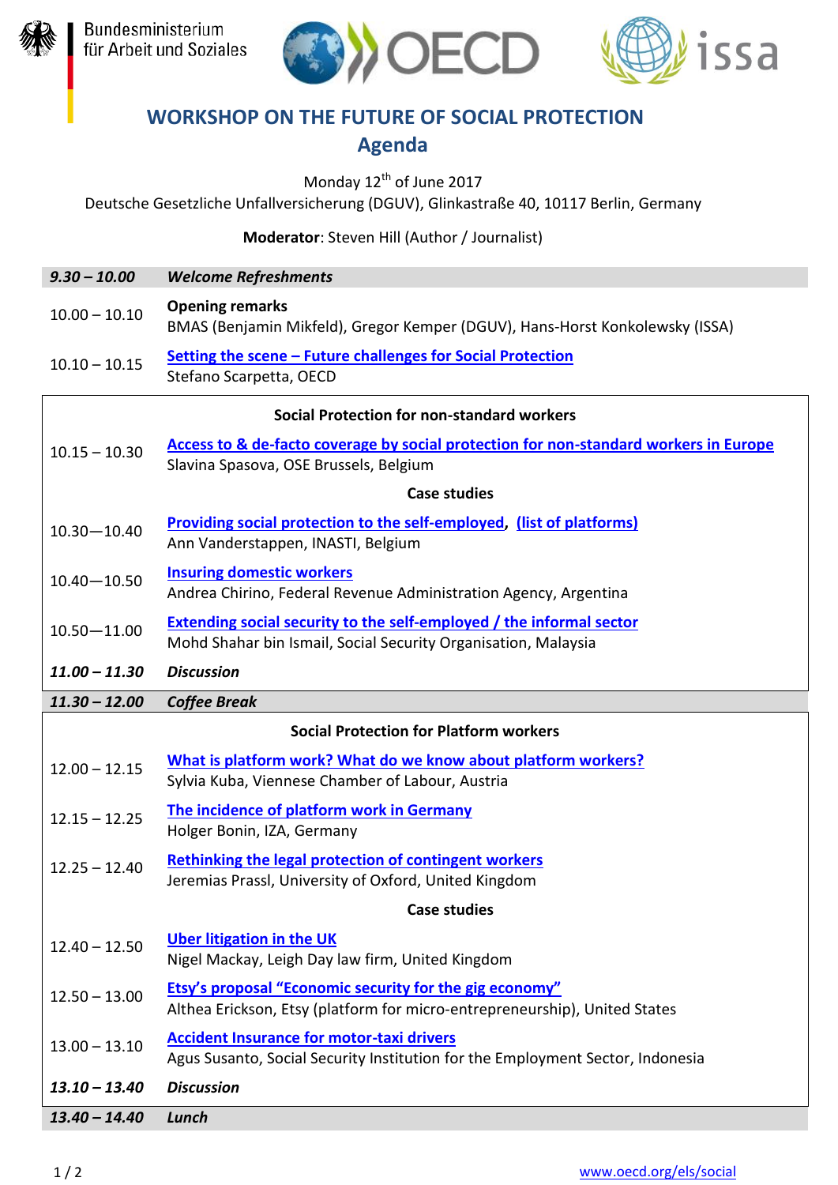Bundesministerium für Arbeit und Soziales

# WORKSHOP ON THE FUTURE OF SOCIAL PROTECTION

## Agenda

Monday 12th of June 2017

Deutsche Gesetzliche Unfallversicherung (DGUV), Glinkastraße 40, 10117 Berlin, Germany

**Moderator**: Steven Hill (Author / Journalist)

| | |
|---|---|
| ***9.30 – 10.00*** | ***Welcome Refreshments*** |
| 10.00 – 10.10 | **Opening remarks**<br>BMAS (Benjamin Mikfeld), Gregor Kemper (DGUV), Hans-Horst Konkolewsky (ISSA) |
| 10.10 – 10.15 | **Setting the scene – Future challenges for Social Protection**<br>Stefano Scarpetta, OECD |
| | **Social Protection for non-standard workers** |
| 10.15 – 10.30 | **Access to & de-facto coverage by social protection for non-standard workers in Europe**<br>Slavina Spasova, OSE Brussels, Belgium |
| | **Case studies** |
| 10.30—10.40 | **Providing social protection to the self-employed**, **(list of platforms)**<br>Ann Vanderstappen, INASTI, Belgium |
| 10.40—10.50 | **Insuring domestic workers**<br>Andrea Chirino, Federal Revenue Administration Agency, Argentina |
| 10.50—11.00 | **Extending social security to the self-employed / the informal sector**<br>Mohd Shahar bin Ismail, Social Security Organisation, Malaysia |
| ***11.00 – 11.30*** | ***Discussion*** |
| ***11.30 – 12.00*** | ***Coffee Break*** |
| | **Social Protection for Platform workers** |
| 12.00 – 12.15 | **What is platform work? What do we know about platform workers?**<br>Sylvia Kuba, Viennese Chamber of Labour, Austria |
| 12.15 – 12.25 | **The incidence of platform work in Germany**<br>Holger Bonin, IZA, Germany |
| 12.25 – 12.40 | **Rethinking the legal protection of contingent workers**<br>Jeremias Prassl, University of Oxford, United Kingdom |
| | **Case studies** |
| 12.40 – 12.50 | **Uber litigation in the UK**<br>Nigel Mackay, Leigh Day law firm, United Kingdom |
| 12.50 – 13.00 | **Etsy's proposal "Economic security for the gig economy"**<br>Althea Erickson, Etsy (platform for micro-entrepreneurship), United States |
| 13.00 – 13.10 | **Accident Insurance for motor-taxi drivers**<br>Agus Susanto, Social Security Institution for the Employment Sector, Indonesia |
| ***13.10 – 13.40*** | ***Discussion*** |
| ***13.40 – 14.40*** | ***Lunch*** |

www.oecd.org/els/social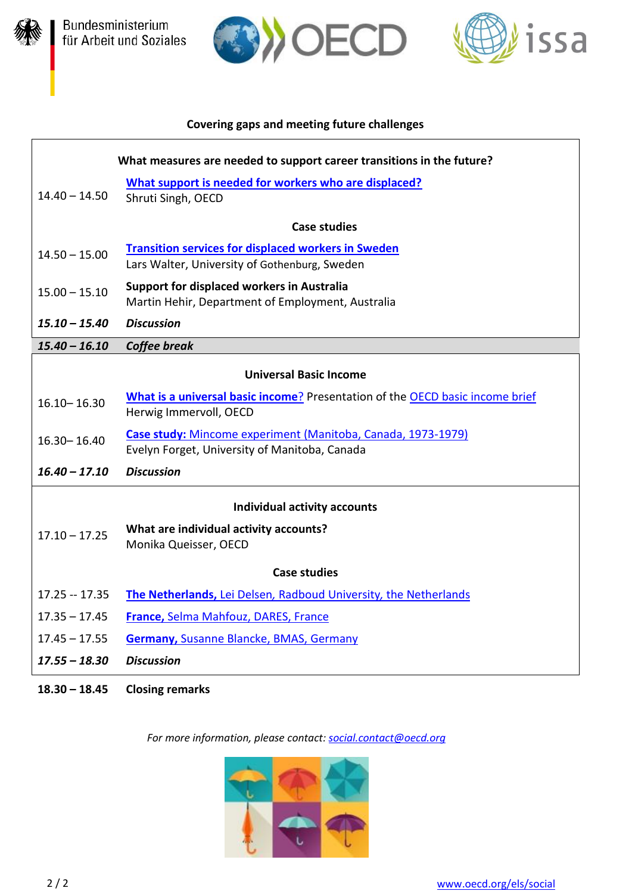**Covering gaps and meeting future challenges**

| | |
|---|---|
| | **What measures are needed to support career transitions in the future?** |
| 14.40 – 14.50 | **What support is needed for workers who are displaced?** Shruti Singh, OECD |
| | **Case studies** |
| 14.50 – 15.00 | **Transition services for displaced workers in Sweden** Lars Walter, University of Gothenburg, Sweden |
| 15.00 – 15.10 | **Support for displaced workers in Australia** Martin Hehir, Department of Employment, Australia |
| ***15.10 – 15.40*** | ***Discussion*** |
| ***15.40 – 16.10*** | ***Coffee break*** |
| | **Universal Basic Income** |
| 16.10– 16.30 | **What is a universal basic income?** Presentation of the OECD basic income brief Herwig Immervoll, OECD |
| 16.30– 16.40 | **Case study:** Mincome experiment (Manitoba, Canada, 1973-1979) Evelyn Forget, University of Manitoba, Canada |
| ***16.40 – 17.10*** | ***Discussion*** |
| | **Individual activity accounts** |
| 17.10 – 17.25 | **What are individual activity accounts?** Monika Queisser, OECD |
| | **Case studies** |
| 17.25 -- 17.35 | **The Netherlands,** Lei Delsen, Radboud University, the Netherlands |
| 17.35 – 17.45 | **France,** Selma Mahfouz, DARES, France |
| 17.45 – 17.55 | **Germany,** Susanne Blancke, BMAS, Germany |
| ***17.55 – 18.30*** | ***Discussion*** |
| **18.30 – 18.45** | **Closing remarks** |

*For more information, please contact: social.contact@oecd.org*

www.oecd.org/els/social